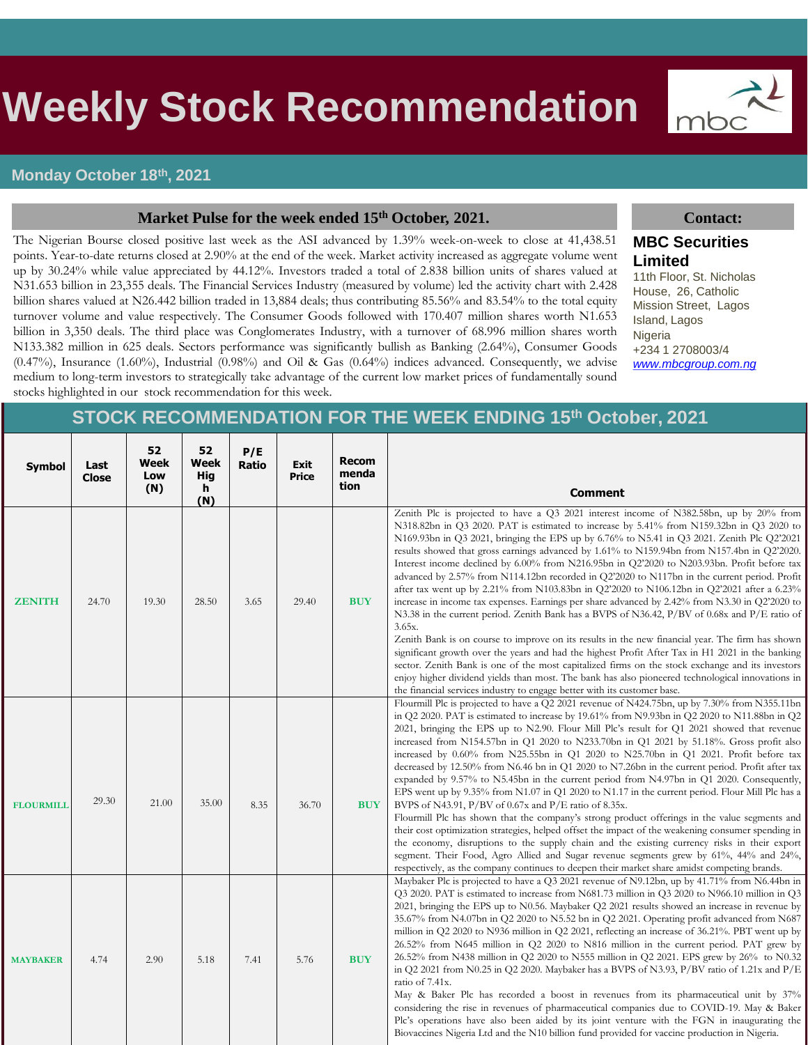# Weekly Stock Recommendation

**Monday October 18th, 2021**

## Market Pulse for the week ended 15th October, 2021.

The Nigerian Bourse closed positive last week as the ASI advanced by 1.39% week-on-week to close at 41,438.51 points. Year-to-date returns closed at 2.90% at the end of the week. Market activity increased as aggregate volume went up by 30.24% while value appreciated by 44.12%. Investors traded a total of 2.838 billion units of shares valued at N31.653 billion in 23,355 deals. The Financial Services Industry (measured by volume) led the activity chart with 2.428 billion shares valued at N26.442 billion traded in 13,884 deals; thus contributing 85.56% and 83.54% to the total equity turnover volume and value respectively. The Consumer Goods followed with 170.407 million shares worth N1.653 billion in 3,350 deals. The third place was Conglomerates Industry, with a turnover of 68.996 million shares worth N133.382 million in 625 deals. Sectors performance was significantly bullish as Banking (2.64%), Consumer Goods (0.47%), Insurance (1.60%), Industrial (0.98%) and Oil & Gas (0.64%) indices advanced. Consequently, we advise medium to long-term investors to strategically take advantage of the current low market prices of fundamentally sound stocks highlighted in our stock recommendation for this week.

**Contact:**

**MBC Securities Limited**
11th Floor, St. Nicholas House, 26, Catholic Mission Street, Lagos Island, Lagos
Nigeria
+234 1 2708003/4
www.mbcgroup.com.ng

## STOCK RECOMMENDATION FOR THE WEEK ENDING 15th October, 2021

| Symbol | Last Close | 52 Week Low (N) | 52 Week High (N) | P/E Ratio | Exit Price | Recommendation | Comment |
|---|---|---|---|---|---|---|---|
| ZENITH | 24.70 | 19.30 | 28.50 | 3.65 | 29.40 | BUY | Zenith Plc is projected to have a Q3 2021 interest income of N382.58bn, up by 20% from N318.82bn in Q3 2020. PAT is estimated to increase by 5.41% from N159.32bn in Q3 2020 to N169.93bn in Q3 2021, bringing the EPS up by 6.76% to N5.41 in Q3 2021. Zenith Plc Q2'2021 results showed that gross earnings advanced by 1.61% to N159.94bn from N157.4bn in Q2'2020. Interest income declined by 6.00% from N216.95bn in Q2'2020 to N203.93bn. Profit before tax advanced by 2.57% from N114.12bn recorded in Q2'2020 to N117bn in the current period. Profit after tax went up by 2.21% from N103.83bn in Q2'2020 to N106.12bn in Q2'2021 after a 6.23% increase in income tax expenses. Earnings per share advanced by 2.42% from N3.30 in Q2'2020 to N3.38 in the current period. Zenith Bank has a BVPS of N36.42, P/BV of 0.68x and P/E ratio of 3.65x.<br>Zenith Bank is on course to improve on its results in the new financial year. The firm has shown significant growth over the years and had the highest Profit After Tax in H1 2021 in the banking sector. Zenith Bank is one of the most capitalized firms on the stock exchange and its investors enjoy higher dividend yields than most. The bank has also pioneered technological innovations in the financial services industry to engage better with its customer base. |
| FLOURMILL | 29.30 | 21.00 | 35.00 | 8.35 | 36.70 | BUY | Flourmill Plc is projected to have a Q2 2021 revenue of N424.75bn, up by 7.30% from N355.11bn in Q2 2020. PAT is estimated to increase by 19.61% from N9.93bn in Q2 2020 to N11.88bn in Q2 2021, bringing the EPS up to N2.90. Flour Mill Plc's result for Q1 2021 showed that revenue increased from N154.57bn in Q1 2020 to N233.70bn in Q1 2021 by 51.18%. Gross profit also increased by 0.60% from N25.55bn in Q1 2020 to N25.70bn in Q1 2021. Profit before tax decreased by 12.50% from N6.46 bn in Q1 2020 to N7.26bn in the current period. Profit after tax expanded by 9.57% to N5.45bn in the current period from N4.97bn in Q1 2020. Consequently, EPS went up by 9.35% from N1.07 in Q1 2020 to N1.17 in the current period. Flour Mill Plc has a BVPS of N43.91, P/BV of 0.67x and P/E ratio of 8.35x.<br>Flourmill Plc has shown that the company's strong product offerings in the value segments and their cost optimization strategies, helped offset the impact of the weakening consumer spending in the economy, disruptions to the supply chain and the existing currency risks in their export segment. Their Food, Agro Allied and Sugar revenue segments grew by 61%, 44% and 24%, respectively, as the company continues to deepen their market share amidst competing brands. |
| MAYBAKER | 4.74 | 2.90 | 5.18 | 7.41 | 5.76 | BUY | Maybaker Plc is projected to have a Q3 2021 revenue of N9.12bn, up by 41.71% from N6.44bn in Q3 2020. PAT is estimated to increase from N681.73 million in Q3 2020 to N966.10 million in Q3 2021, bringing the EPS up to N0.56. Maybaker Q2 2021 results showed an increase in revenue by 35.67% from N4.07bn in Q2 2020 to N5.52 bn in Q2 2021. Operating profit advanced from N687 million in Q2 2020 to N936 million in Q2 2021, reflecting an increase of 36.21%. PBT went up by 26.52% from N645 million in Q2 2020 to N816 million in the current period. PAT grew by 26.52% from N438 million in Q2 2020 to N555 million in Q2 2021. EPS grew by 26% to N0.32 in Q2 2021 from N0.25 in Q2 2020. Maybaker has a BVPS of N3.93, P/BV ratio of 1.21x and P/E ratio of 7.41x.<br>May & Baker Plc has recorded a boost in revenues from its pharmaceutical unit by 37% considering the rise in revenues of pharmaceutical companies due to COVID-19. May & Baker Plc's operations have also been aided by its joint venture with the FGN in inaugurating the Biovaccines Nigeria Ltd and the N10 billion fund provided for vaccine production in Nigeria. |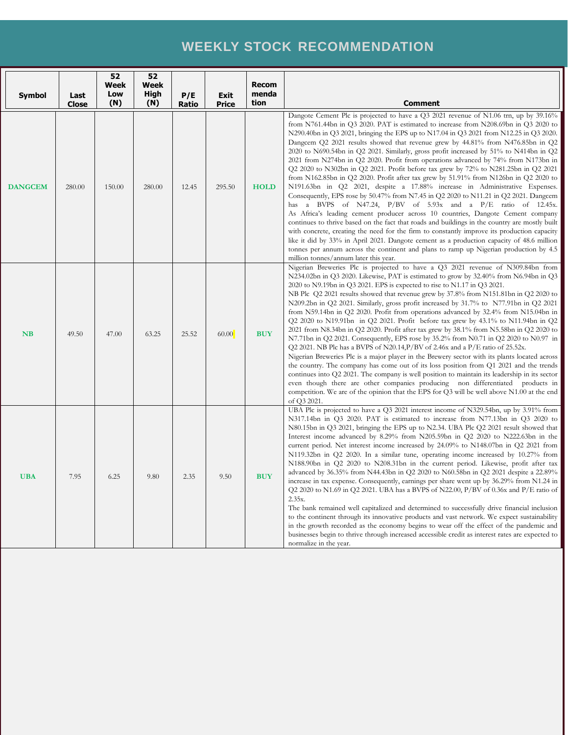# WEEKLY STOCK RECOMMENDATION

| Symbol | Last Close | 52 Week Low (N) | 52 Week High (N) | P/E Ratio | Exit Price | Recommendation | Comment |
|---|---|---|---|---|---|---|---|
| **DANGCEM** | 280.00 | 150.00 | 280.00 | 12.45 | 295.50 | **HOLD** | Dangote Cement Plc is projected to have a Q3 2021 revenue of N1.06 trn, up by 39.16% from N761.44bn in Q3 2020. PAT is estimated to increase from N208.69bn in Q3 2020 to N290.40bn in Q3 2021, bringing the EPS up to N17.04 in Q3 2021 from N12.25 in Q3 2020. Dangcem Q2 2021 results showed that revenue grew by 44.81% from N476.85bn in Q2 2020 to N690.54bn in Q2 2021. Similarly, gross profit increased by 51% to N414bn in Q2 2021 from N274bn in Q2 2020. Profit from operations advanced by 74% from N173bn in Q2 2020 to N302bn in Q2 2021. Profit before tax grew by 72% to N281.25bn in Q2 2021 from N162.85bn in Q2 2020. Profit after tax grew by 51.91% from N126bn in Q2 2020 to N191.63bn in Q2 2021, despite a 17.88% increase in Administrative Expenses. Consequently, EPS rose by 50.47% from N7.45 in Q2 2020 to N11.21 in Q2 2021. Dangcem has a BVPS of N47.24, P/BV of 5.93x and a P/E ratio of 12.45x. As Africa's leading cement producer across 10 countries, Dangote Cement company continues to thrive based on the fact that roads and buildings in the country are mostly built with concrete, creating the need for the firm to constantly improve its production capacity like it did by 33% in April 2021. Dangote cement as a production capacity of 48.6 million tonnes per annum across the continent and plans to ramp up Nigerian production by 4.5 million tonnes/annum later this year. |
| **NB** | 49.50 | 47.00 | 63.25 | 25.52 | 60.00 | **BUY** | Nigerian Breweries Plc is projected to have a Q3 2021 revenue of N309.84bn from N234.02bn in Q3 2020. Likewise, PAT is estimated to grow by 32.40% from N6.94bn in Q3 2020 to N9.19bn in Q3 2021. EPS is expected to rise to N1.17 in Q3 2021. NB Plc Q2 2021 results showed that revenue grew by 37.8% from N151.81bn in Q2 2020 to N209.2bn in Q2 2021. Similarly, gross profit increased by 31.7% to N77.91bn in Q2 2021 from N59.14bn in Q2 2020. Profit from operations advanced by 32.4% from N15.04bn in Q2 2020 to N19.91bn in Q2 2021. Profit before tax grew by 43.1% to N11.94bn in Q2 2021 from N8.34bn in Q2 2020. Profit after tax grew by 38.1% from N5.58bn in Q2 2020 to N7.71bn in Q2 2021. Consequently, EPS rose by 35.2% from N0.71 in Q2 2020 to N0.97 in Q2 2021. NB Plc has a BVPS of N20.14,P/BV of 2.46x and a P/E ratio of 25.52x. Nigerian Breweries Plc is a major player in the Brewery sector with its plants located across the country. The company has come out of its loss position from Q1 2021 and the trends continues into Q2 2021. The company is well position to maintain its leadership in its sector even though there are other companies producing non differentiated products in competition. We are of the opinion that the EPS for Q3 will be well above N1.00 at the end of Q3 2021. |
| **UBA** | 7.95 | 6.25 | 9.80 | 2.35 | 9.50 | **BUY** | UBA Plc is projected to have a Q3 2021 interest income of N329.54bn, up by 3.91% from N317.14bn in Q3 2020. PAT is estimated to increase from N77.13bn in Q3 2020 to N80.15bn in Q3 2021, bringing the EPS up to N2.34. UBA Plc Q2 2021 result showed that Interest income advanced by 8.29% from N205.59bn in Q2 2020 to N222.63bn in the current period. Net interest income increased by 24.09% to N148.07bn in Q2 2021 from N119.32bn in Q2 2020. In a similar tune, operating income increased by 10.27% from N188.90bn in Q2 2020 to N208.31bn in the current period. Likewise, profit after tax advanced by 36.35% from N44.43bn in Q2 2020 to N60.58bn in Q2 2021 despite a 22.89% increase in tax expense. Consequently, earnings per share went up by 36.29% from N1.24 in Q2 2020 to N1.69 in Q2 2021. UBA has a BVPS of N22.00, P/BV of 0.36x and P/E ratio of 2.35x. The bank remained well capitalized and determined to successfully drive financial inclusion to the continent through its innovative products and vast network. We expect sustainability in the growth recorded as the economy begins to wear off the effect of the pandemic and businesses begin to thrive through increased accessible credit as interest rates are expected to normalize in the year. |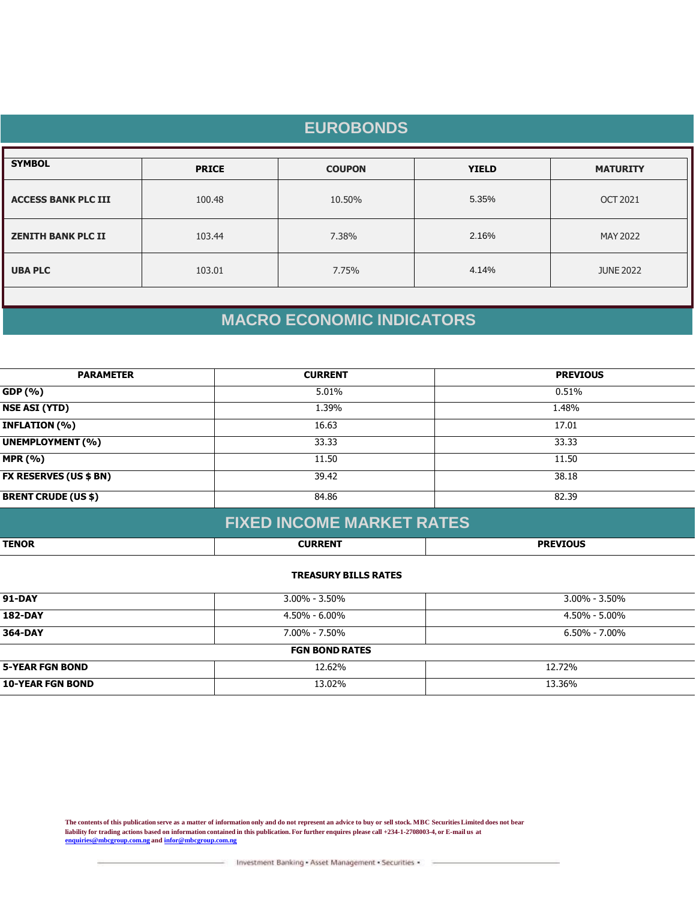## EUROBONDS

| SYMBOL | PRICE | COUPON | YIELD | MATURITY |
|---|---|---|---|---|
| ACCESS BANK PLC III | 100.48 | 10.50% | 5.35% | OCT 2021 |
| ZENITH BANK PLC II | 103.44 | 7.38% | 2.16% | MAY 2022 |
| UBA PLC | 103.01 | 7.75% | 4.14% | JUNE 2022 |

## MACRO ECONOMIC INDICATORS

| PARAMETER | CURRENT | PREVIOUS |
|---|---|---|
| GDP (%) | 5.01% | 0.51% |
| NSE ASI (YTD) | 1.39% | 1.48% |
| INFLATION (%) | 16.63 | 17.01 |
| UNEMPLOYMENT (%) | 33.33 | 33.33 |
| MPR (%) | 11.50 | 11.50 |
| FX RESERVES (US $ BN) | 39.42 | 38.18 |
| BRENT CRUDE (US $) | 84.86 | 82.39 |

## FIXED INCOME MARKET RATES

| TENOR | CURRENT | PREVIOUS |
|---|---|---|
| **TREASURY BILLS RATES** | | |
| 91-DAY | 3.00% - 3.50% | 3.00% - 3.50% |
| 182-DAY | 4.50% - 6.00% | 4.50% - 5.00% |
| 364-DAY | 7.00% - 7.50% | 6.50% - 7.00% |
| **FGN BOND RATES** | | |
| 5-YEAR FGN BOND | 12.62% | 12.72% |
| 10-YEAR FGN BOND | 13.02% | 13.36% |

The contents of this publication serve as a matter of information only and do not represent an advice to buy or sell stock. MBC Securities Limited does not bear liability for trading actions based on information contained in this publication. For further enquires please call +234-1-2708003-4, or E-mail us at enquiries@mbcgroup.com.ng and infor@mbcgroup.com.ng

Investment Banking • Asset Management • Securities •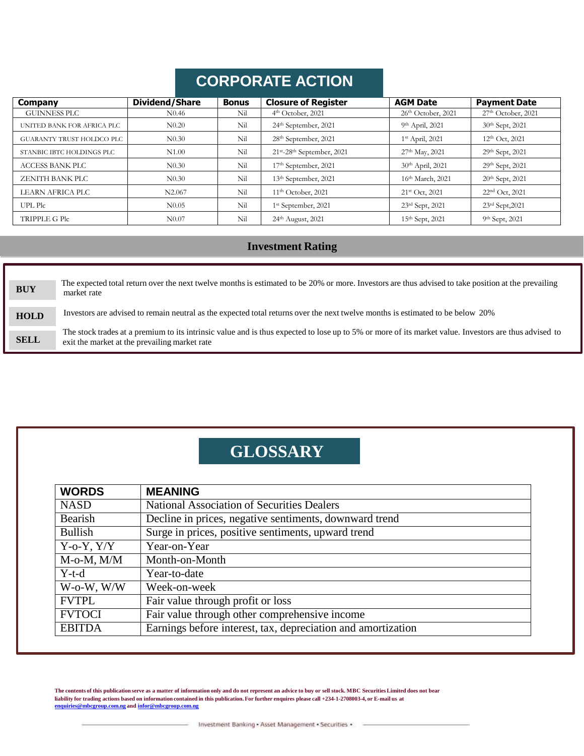# CORPORATE ACTION

| Company | Dividend/Share | Bonus | Closure of Register | AGM Date | Payment Date |
|---|---|---|---|---|---|
| GUINNESS PLC | N0.46 | Nil | 4th October, 2021 | 26th October, 2021 | 27th October, 2021 |
| UNITED BANK FOR AFRICA PLC | N0.20 | Nil | 24th September, 2021 | 9th April, 2021 | 30th Sept, 2021 |
| GUARANTY TRUST HOLDCO PLC | N0.30 | Nil | 28th September, 2021 | 1st April, 2021 | 12th Oct, 2021 |
| STANBIC IBTC HOLDINGS PLC | N1.00 | Nil | 21st-28th September, 2021 | 27th May, 2021 | 29th Sept, 2021 |
| ACCESS BANK PLC | N0.30 | Nil | 17th September, 2021 | 30th April, 2021 | 29th Sept, 2021 |
| ZENITH BANK PLC | N0.30 | Nil | 13th September, 2021 | 16th March, 2021 | 20th Sept, 2021 |
| LEARN AFRICA PLC | N2.067 | Nil | 11th October, 2021 | 21st Oct, 2021 | 22nd Oct, 2021 |
| UPL Plc | N0.05 | Nil | 1st September, 2021 | 23rd Sept, 2021 | 23rd Sept,2021 |
| TRIPPLE G Plc | N0.07 | Nil | 24th August, 2021 | 15th Sept, 2021 | 9th Sept, 2021 |

## Investment Rating

| | |
|---|---|
| **BUY** | The expected total return over the next twelve months is estimated to be 20% or more. Investors are thus advised to take position at the prevailing market rate |
| **HOLD** | Investors are advised to remain neutral as the expected total returns over the next twelve months is estimated to be below 20% |
| **SELL** | The stock trades at a premium to its intrinsic value and is thus expected to lose up to 5% or more of its market value. Investors are thus advised to exit the market at the prevailing market rate |

# GLOSSARY

| WORDS | MEANING |
|---|---|
| NASD | National Association of Securities Dealers |
| Bearish | Decline in prices, negative sentiments, downward trend |
| Bullish | Surge in prices, positive sentiments, upward trend |
| Y-o-Y, Y/Y | Year-on-Year |
| M-o-M, M/M | Month-on-Month |
| Y-t-d | Year-to-date |
| W-o-W, W/W | Week-on-week |
| FVTPL | Fair value through profit or loss |
| FVTOCI | Fair value through other comprehensive income |
| EBITDA | Earnings before interest, tax, depreciation and amortization |

**The contents of this publication serve as a matter of information only and do not represent an advice to buy or sell stock. MBC Securities Limited does not bear liability for trading actions based on information contained in this publication. For further enquires please call +234-1-2708003-4, or E-mail us at enquiries@mbcgroup.com.ng and infor@mbcgroup.com.ng**

Investment Banking • Asset Management • Securities •